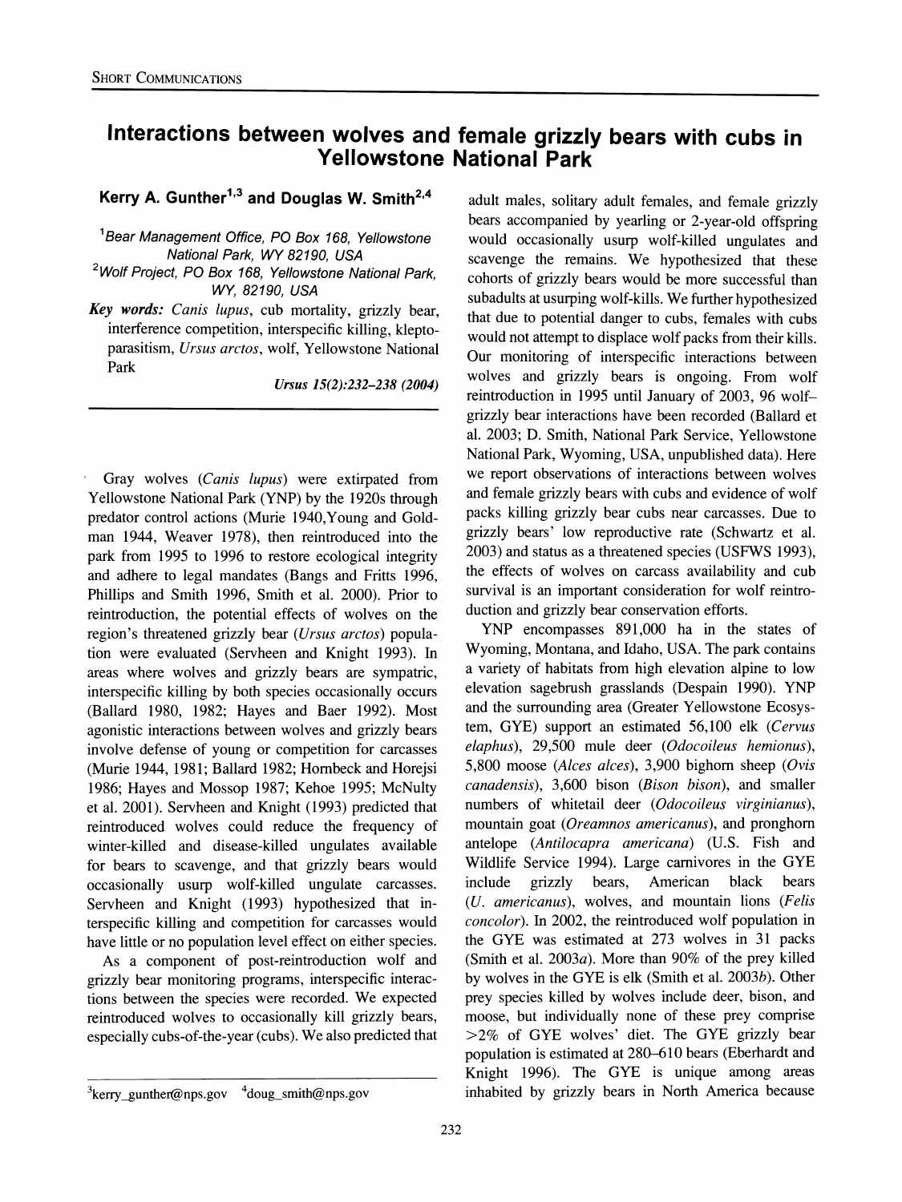# Interactions between wolves and female grizzly bears with cubs in Yellowstone National Park

**Kerry A. Gunther[1,3] and Douglas W. Smith[2,4]**

[1]Bear Management Office, PO Box 168, Yellowstone National Park, WY 82190, USA

[2]Wolf Project, PO Box 168, Yellowstone National Park, WY, 82190, USA

***Key words:*** *Canis lupus*, cub mortality, grizzly bear, interference competition, interspecific killing, kleptoparasitism, *Ursus arctos*, wolf, Yellowstone National Park

Gray wolves (*Canis lupus*) were extirpated from Yellowstone National Park (YNP) by the 1920s through predator control actions (Murie 1940, Young and Goldman 1944, Weaver 1978), then reintroduced into the park from 1995 to 1996 to restore ecological integrity and adhere to legal mandates (Bangs and Fritts 1996, Phillips and Smith 1996, Smith et al. 2000). Prior to reintroduction, the potential effects of wolves on the region's threatened grizzly bear (*Ursus arctos*) population were evaluated (Servheen and Knight 1993). In areas where wolves and grizzly bears are sympatric, interspecific killing by both species occasionally occurs (Ballard 1980, 1982; Hayes and Baer 1992). Most agonistic interactions between wolves and grizzly bears involve defense of young or competition for carcasses (Murie 1944, 1981; Ballard 1982; Hornbeck and Horejsi 1986; Hayes and Mossop 1987; Kehoe 1995; McNulty et al. 2001). Servheen and Knight (1993) predicted that reintroduced wolves could reduce the frequency of winter-killed and disease-killed ungulates available for bears to scavenge, and that grizzly bears would occasionally usurp wolf-killed ungulate carcasses. Servheen and Knight (1993) hypothesized that interspecific killing and competition for carcasses would have little or no population level effect on either species.

As a component of post-reintroduction wolf and grizzly bear monitoring programs, interspecific interactions between the species were recorded. We expected reintroduced wolves to occasionally kill grizzly bears, especially cubs-of-the-year (cubs). We also predicted that adult males, solitary adult females, and female grizzly bears accompanied by yearling or 2-year-old offspring would occasionally usurp wolf-killed ungulates and scavenge the remains. We hypothesized that these cohorts of grizzly bears would be more successful than subadults at usurping wolf-kills. We further hypothesized that due to potential danger to cubs, females with cubs would not attempt to displace wolf packs from their kills. Our monitoring of interspecific interactions between wolves and grizzly bears is ongoing. From wolf reintroduction in 1995 until January of 2003, 96 wolf–grizzly bear interactions have been recorded (Ballard et al. 2003; D. Smith, National Park Service, Yellowstone National Park, Wyoming, USA, unpublished data). Here we report observations of interactions between wolves and female grizzly bears with cubs and evidence of wolf packs killing grizzly bear cubs near carcasses. Due to grizzly bears' low reproductive rate (Schwartz et al. 2003) and status as a threatened species (USFWS 1993), the effects of wolves on carcass availability and cub survival is an important consideration for wolf reintroduction and grizzly bear conservation efforts.

YNP encompasses 891,000 ha in the states of Wyoming, Montana, and Idaho, USA. The park contains a variety of habitats from high elevation alpine to low elevation sagebrush grasslands (Despain 1990). YNP and the surrounding area (Greater Yellowstone Ecosystem, GYE) support an estimated 56,100 elk (*Cervus elaphus*), 29,500 mule deer (*Odocoileus hemionus*), 5,800 moose (*Alces alces*), 3,900 bighorn sheep (*Ovis canadensis*), 3,600 bison (*Bison bison*), and smaller numbers of whitetail deer (*Odocoileus virginianus*), mountain goat (*Oreamnos americanus*), and pronghorn antelope (*Antilocapra americana*) (U.S. Fish and Wildlife Service 1994). Large carnivores in the GYE include grizzly bears, American black bears (*U. americanus*), wolves, and mountain lions (*Felis concolor*). In 2002, the reintroduced wolf population in the GYE was estimated at 273 wolves in 31 packs (Smith et al. 2003*a*). More than 90% of the prey killed by wolves in the GYE is elk (Smith et al. 2003*b*). Other prey species killed by wolves include deer, bison, and moose, but individually none of these prey comprise >2% of GYE wolves' diet. The GYE grizzly bear population is estimated at 280–610 bears (Eberhardt and Knight 1996). The GYE is unique among areas inhabited by grizzly bears in North America because

[3]kerry_gunther@nps.gov [4]doug_smith@nps.gov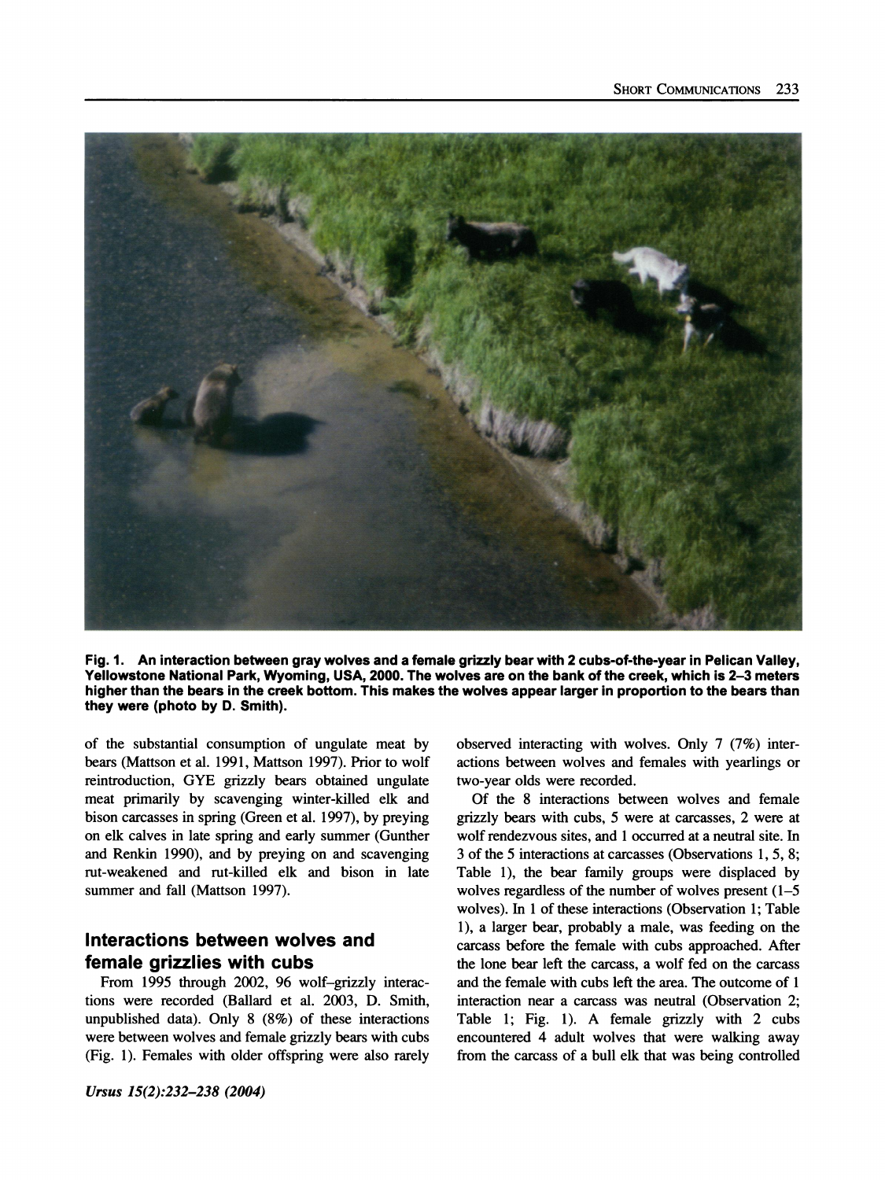Fig. 1. An interaction between gray wolves and a female grizzly bear with 2 cubs-of-the-year in Pelican Valley, Yellowstone National Park, Wyoming, USA, 2000. The wolves are on the bank of the creek, which is 2–3 meters higher than the bears in the creek bottom. This makes the wolves appear larger in proportion to the bears than they were (photo by D. Smith).

of the substantial consumption of ungulate meat by bears (Mattson et al. 1991, Mattson 1997). Prior to wolf reintroduction, GYE grizzly bears obtained ungulate meat primarily by scavenging winter-killed elk and bison carcasses in spring (Green et al. 1997), by preying on elk calves in late spring and early summer (Gunther and Renkin 1990), and by preying on and scavenging rut-weakened and rut-killed elk and bison in late summer and fall (Mattson 1997).

## Interactions between wolves and female grizzlies with cubs

From 1995 through 2002, 96 wolf–grizzly interactions were recorded (Ballard et al. 2003, D. Smith, unpublished data). Only 8 (8%) of these interactions were between wolves and female grizzly bears with cubs (Fig. 1). Females with older offspring were also rarely observed interacting with wolves. Only 7 (7%) interactions between wolves and females with yearlings or two-year olds were recorded.

Of the 8 interactions between wolves and female grizzly bears with cubs, 5 were at carcasses, 2 were at wolf rendezvous sites, and 1 occurred at a neutral site. In 3 of the 5 interactions at carcasses (Observations 1, 5, 8; Table 1), the bear family groups were displaced by wolves regardless of the number of wolves present (1–5 wolves). In 1 of these interactions (Observation 1; Table 1), a larger bear, probably a male, was feeding on the carcass before the female with cubs approached. After the lone bear left the carcass, a wolf fed on the carcass and the female with cubs left the area. The outcome of 1 interaction near a carcass was neutral (Observation 2; Table 1; Fig. 1). A female grizzly with 2 cubs encountered 4 adult wolves that were walking away from the carcass of a bull elk that was being controlled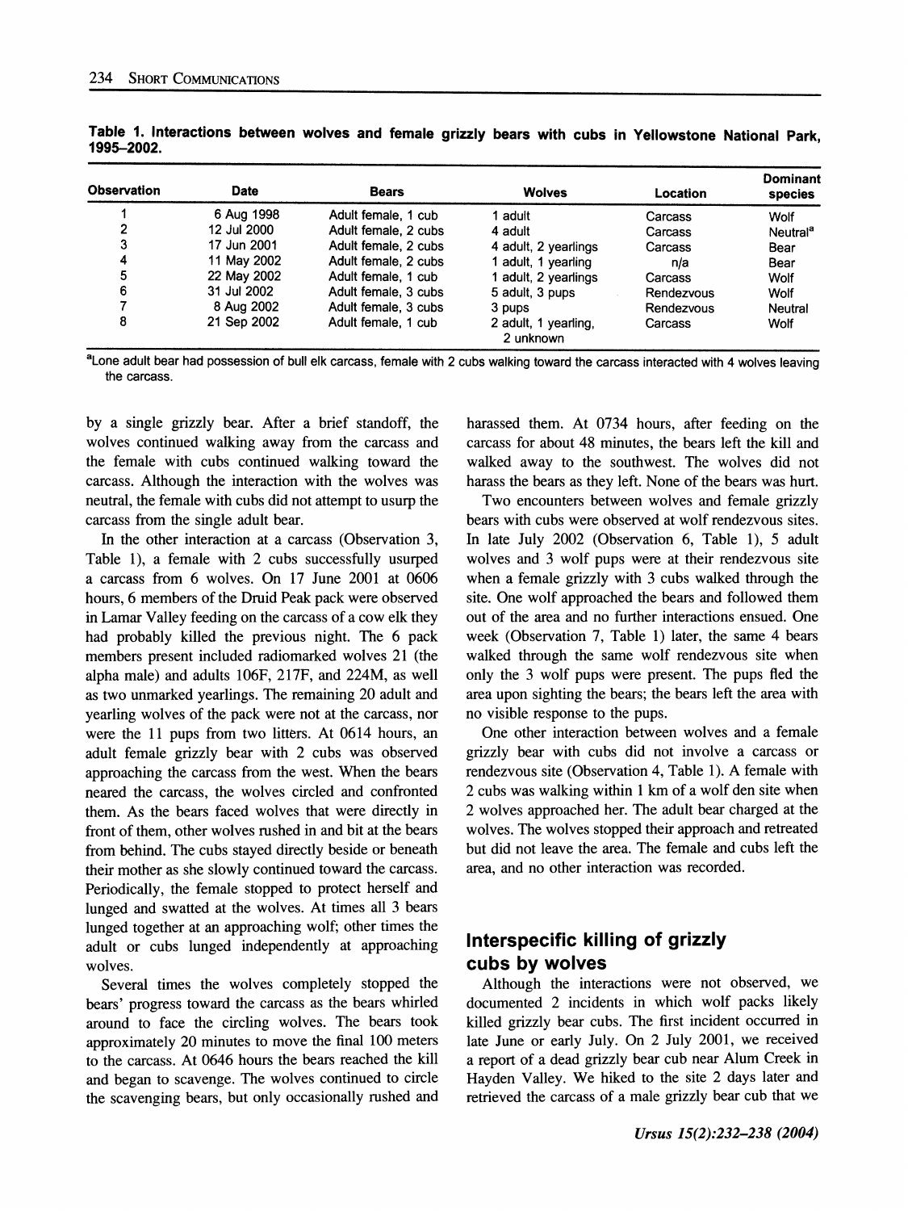**Table 1. Interactions between wolves and female grizzly bears with cubs in Yellowstone National Park, 1995–2002.**

| Observation | Date | Bears | Wolves | Location | Dominant species |
|---|---|---|---|---|---|
| 1 | 6 Aug 1998 | Adult female, 1 cub | 1 adult | Carcass | Wolf |
| 2 | 12 Jul 2000 | Adult female, 2 cubs | 4 adult | Carcass | Neutral[a] |
| 3 | 17 Jun 2001 | Adult female, 2 cubs | 4 adult, 2 yearlings | Carcass | Bear |
| 4 | 11 May 2002 | Adult female, 2 cubs | 1 adult, 1 yearling | n/a | Bear |
| 5 | 22 May 2002 | Adult female, 1 cub | 1 adult, 2 yearlings | Carcass | Wolf |
| 6 | 31 Jul 2002 | Adult female, 3 cubs | 5 adult, 3 pups | Rendezvous | Wolf |
| 7 | 8 Aug 2002 | Adult female, 3 cubs | 3 pups | Rendezvous | Neutral |
| 8 | 21 Sep 2002 | Adult female, 1 cub | 2 adult, 1 yearling, 2 unknown | Carcass | Wolf |

[a]Lone adult bear had possession of bull elk carcass, female with 2 cubs walking toward the carcass interacted with 4 wolves leaving the carcass.

by a single grizzly bear. After a brief standoff, the wolves continued walking away from the carcass and the female with cubs continued walking toward the carcass. Although the interaction with the wolves was neutral, the female with cubs did not attempt to usurp the carcass from the single adult bear.

In the other interaction at a carcass (Observation 3, Table 1), a female with 2 cubs successfully usurped a carcass from 6 wolves. On 17 June 2001 at 0606 hours, 6 members of the Druid Peak pack were observed in Lamar Valley feeding on the carcass of a cow elk they had probably killed the previous night. The 6 pack members present included radiomarked wolves 21 (the alpha male) and adults 106F, 217F, and 224M, as well as two unmarked yearlings. The remaining 20 adult and yearling wolves of the pack were not at the carcass, nor were the 11 pups from two litters. At 0614 hours, an adult female grizzly bear with 2 cubs was observed approaching the carcass from the west. When the bears neared the carcass, the wolves circled and confronted them. As the bears faced wolves that were directly in front of them, other wolves rushed in and bit at the bears from behind. The cubs stayed directly beside or beneath their mother as she slowly continued toward the carcass. Periodically, the female stopped to protect herself and lunged and swatted at the wolves. At times all 3 bears lunged together at an approaching wolf; other times the adult or cubs lunged independently at approaching wolves.

Several times the wolves completely stopped the bears' progress toward the carcass as the bears whirled around to face the circling wolves. The bears took approximately 20 minutes to move the final 100 meters to the carcass. At 0646 hours the bears reached the kill and began to scavenge. The wolves continued to circle the scavenging bears, but only occasionally rushed and harassed them. At 0734 hours, after feeding on the carcass for about 48 minutes, the bears left the kill and walked away to the southwest. The wolves did not harass the bears as they left. None of the bears was hurt.

Two encounters between wolves and female grizzly bears with cubs were observed at wolf rendezvous sites. In late July 2002 (Observation 6, Table 1), 5 adult wolves and 3 wolf pups were at their rendezvous site when a female grizzly with 3 cubs walked through the site. One wolf approached the bears and followed them out of the area and no further interactions ensued. One week (Observation 7, Table 1) later, the same 4 bears walked through the same wolf rendezvous site when only the 3 wolf pups were present. The pups fled the area upon sighting the bears; the bears left the area with no visible response to the pups.

One other interaction between wolves and a female grizzly bear with cubs did not involve a carcass or rendezvous site (Observation 4, Table 1). A female with 2 cubs was walking within 1 km of a wolf den site when 2 wolves approached her. The adult bear charged at the wolves. The wolves stopped their approach and retreated but did not leave the area. The female and cubs left the area, and no other interaction was recorded.

## Interspecific killing of grizzly cubs by wolves

Although the interactions were not observed, we documented 2 incidents in which wolf packs likely killed grizzly bear cubs. The first incident occurred in late June or early July. On 2 July 2001, we received a report of a dead grizzly bear cub near Alum Creek in Hayden Valley. We hiked to the site 2 days later and retrieved the carcass of a male grizzly bear cub that we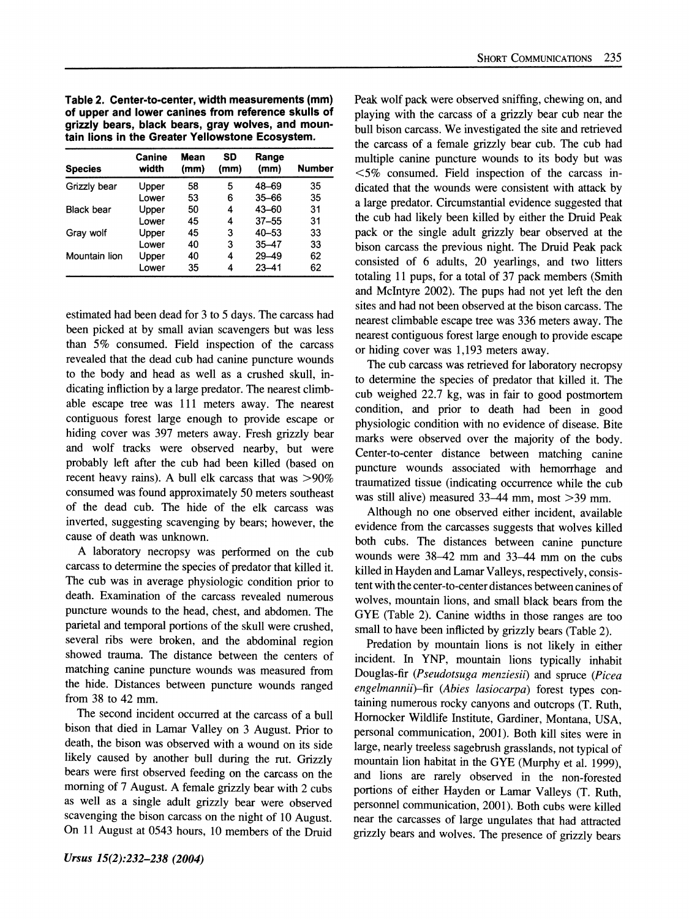**Table 2. Center-to-center, width measurements (mm) of upper and lower canines from reference skulls of grizzly bears, black bears, gray wolves, and mountain lions in the Greater Yellowstone Ecosystem.**

| Species | Canine width | Mean (mm) | SD (mm) | Range (mm) | Number |
|---|---|---|---|---|---|
| Grizzly bear | Upper | 58 | 5 | 48–69 | 35 |
| | Lower | 53 | 6 | 35–66 | 35 |
| Black bear | Upper | 50 | 4 | 43–60 | 31 |
| | Lower | 45 | 4 | 37–55 | 31 |
| Gray wolf | Upper | 45 | 3 | 40–53 | 33 |
| | Lower | 40 | 3 | 35–47 | 33 |
| Mountain lion | Upper | 40 | 4 | 29–49 | 62 |
| | Lower | 35 | 4 | 23–41 | 62 |

estimated had been dead for 3 to 5 days. The carcass had been picked at by small avian scavengers but was less than 5% consumed. Field inspection of the carcass revealed that the dead cub had canine puncture wounds to the body and head as well as a crushed skull, indicating infliction by a large predator. The nearest climbable escape tree was 111 meters away. The nearest contiguous forest large enough to provide escape or hiding cover was 397 meters away. Fresh grizzly bear and wolf tracks were observed nearby, but were probably left after the cub had been killed (based on recent heavy rains). A bull elk carcass that was >90% consumed was found approximately 50 meters southeast of the dead cub. The hide of the elk carcass was inverted, suggesting scavenging by bears; however, the cause of death was unknown.

A laboratory necropsy was performed on the cub carcass to determine the species of predator that killed it. The cub was in average physiologic condition prior to death. Examination of the carcass revealed numerous puncture wounds to the head, chest, and abdomen. The parietal and temporal portions of the skull were crushed, several ribs were broken, and the abdominal region showed trauma. The distance between the centers of matching canine puncture wounds was measured from the hide. Distances between puncture wounds ranged from 38 to 42 mm.

The second incident occurred at the carcass of a bull bison that died in Lamar Valley on 3 August. Prior to death, the bison was observed with a wound on its side likely caused by another bull during the rut. Grizzly bears were first observed feeding on the carcass on the morning of 7 August. A female grizzly bear with 2 cubs as well as a single adult grizzly bear were observed scavenging the bison carcass on the night of 10 August. On 11 August at 0543 hours, 10 members of the Druid Peak wolf pack were observed sniffing, chewing on, and playing with the carcass of a grizzly bear cub near the bull bison carcass. We investigated the site and retrieved the carcass of a female grizzly bear cub. The cub had multiple canine puncture wounds to its body but was <5% consumed. Field inspection of the carcass indicated that the wounds were consistent with attack by a large predator. Circumstantial evidence suggested that the cub had likely been killed by either the Druid Peak pack or the single adult grizzly bear observed at the bison carcass the previous night. The Druid Peak pack consisted of 6 adults, 20 yearlings, and two litters totaling 11 pups, for a total of 37 pack members (Smith and McIntyre 2002). The pups had not yet left the den sites and had not been observed at the bison carcass. The nearest climbable escape tree was 336 meters away. The nearest contiguous forest large enough to provide escape or hiding cover was 1,193 meters away.

The cub carcass was retrieved for laboratory necropsy to determine the species of predator that killed it. The cub weighed 22.7 kg, was in fair to good postmortem condition, and prior to death had been in good physiologic condition with no evidence of disease. Bite marks were observed over the majority of the body. Center-to-center distance between matching canine puncture wounds associated with hemorrhage and traumatized tissue (indicating occurrence while the cub was still alive) measured 33–44 mm, most >39 mm.

Although no one observed either incident, available evidence from the carcasses suggests that wolves killed both cubs. The distances between canine puncture wounds were 38–42 mm and 33–44 mm on the cubs killed in Hayden and Lamar Valleys, respectively, consistent with the center-to-center distances between canines of wolves, mountain lions, and small black bears from the GYE (Table 2). Canine widths in those ranges are too small to have been inflicted by grizzly bears (Table 2).

Predation by mountain lions is not likely in either incident. In YNP, mountain lions typically inhabit Douglas-fir (*Pseudotsuga menziesii*) and spruce (*Picea engelmannii*)–fir (*Abies lasiocarpa*) forest types containing numerous rocky canyons and outcrops (T. Ruth, Hornocker Wildlife Institute, Gardiner, Montana, USA, personal communication, 2001). Both kill sites were in large, nearly treeless sagebrush grasslands, not typical of mountain lion habitat in the GYE (Murphy et al. 1999), and lions are rarely observed in the non-forested portions of either Hayden or Lamar Valleys (T. Ruth, personnel communication, 2001). Both cubs were killed near the carcasses of large ungulates that had attracted grizzly bears and wolves. The presence of grizzly bears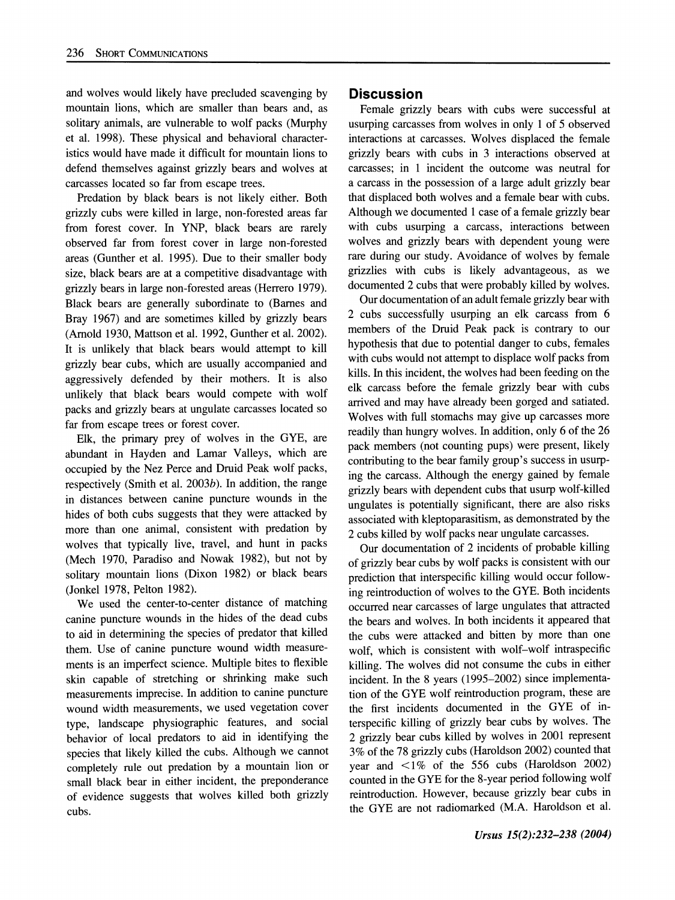and wolves would likely have precluded scavenging by mountain lions, which are smaller than bears and, as solitary animals, are vulnerable to wolf packs (Murphy et al. 1998). These physical and behavioral characteristics would have made it difficult for mountain lions to defend themselves against grizzly bears and wolves at carcasses located so far from escape trees.

Predation by black bears is not likely either. Both grizzly cubs were killed in large, non-forested areas far from forest cover. In YNP, black bears are rarely observed far from forest cover in large non-forested areas (Gunther et al. 1995). Due to their smaller body size, black bears are at a competitive disadvantage with grizzly bears in large non-forested areas (Herrero 1979). Black bears are generally subordinate to (Barnes and Bray 1967) and are sometimes killed by grizzly bears (Arnold 1930, Mattson et al. 1992, Gunther et al. 2002). It is unlikely that black bears would attempt to kill grizzly bear cubs, which are usually accompanied and aggressively defended by their mothers. It is also unlikely that black bears would compete with wolf packs and grizzly bears at ungulate carcasses located so far from escape trees or forest cover.

Elk, the primary prey of wolves in the GYE, are abundant in Hayden and Lamar Valleys, which are occupied by the Nez Perce and Druid Peak wolf packs, respectively (Smith et al. 2003*b*). In addition, the range in distances between canine puncture wounds in the hides of both cubs suggests that they were attacked by more than one animal, consistent with predation by wolves that typically live, travel, and hunt in packs (Mech 1970, Paradiso and Nowak 1982), but not by solitary mountain lions (Dixon 1982) or black bears (Jonkel 1978, Pelton 1982).

We used the center-to-center distance of matching canine puncture wounds in the hides of the dead cubs to aid in determining the species of predator that killed them. Use of canine puncture wound width measurements is an imperfect science. Multiple bites to flexible skin capable of stretching or shrinking make such measurements imprecise. In addition to canine puncture wound width measurements, we used vegetation cover type, landscape physiographic features, and social behavior of local predators to aid in identifying the species that likely killed the cubs. Although we cannot completely rule out predation by a mountain lion or small black bear in either incident, the preponderance of evidence suggests that wolves killed both grizzly cubs.

## Discussion

Female grizzly bears with cubs were successful at usurping carcasses from wolves in only 1 of 5 observed interactions at carcasses. Wolves displaced the female grizzly bears with cubs in 3 interactions observed at carcasses; in 1 incident the outcome was neutral for a carcass in the possession of a large adult grizzly bear that displaced both wolves and a female bear with cubs. Although we documented 1 case of a female grizzly bear with cubs usurping a carcass, interactions between wolves and grizzly bears with dependent young were rare during our study. Avoidance of wolves by female grizzlies with cubs is likely advantageous, as we documented 2 cubs that were probably killed by wolves.

Our documentation of an adult female grizzly bear with 2 cubs successfully usurping an elk carcass from 6 members of the Druid Peak pack is contrary to our hypothesis that due to potential danger to cubs, females with cubs would not attempt to displace wolf packs from kills. In this incident, the wolves had been feeding on the elk carcass before the female grizzly bear with cubs arrived and may have already been gorged and satiated. Wolves with full stomachs may give up carcasses more readily than hungry wolves. In addition, only 6 of the 26 pack members (not counting pups) were present, likely contributing to the bear family group's success in usurping the carcass. Although the energy gained by female grizzly bears with dependent cubs that usurp wolf-killed ungulates is potentially significant, there are also risks associated with kleptoparasitism, as demonstrated by the 2 cubs killed by wolf packs near ungulate carcasses.

Our documentation of 2 incidents of probable killing of grizzly bear cubs by wolf packs is consistent with our prediction that interspecific killing would occur following reintroduction of wolves to the GYE. Both incidents occurred near carcasses of large ungulates that attracted the bears and wolves. In both incidents it appeared that the cubs were attacked and bitten by more than one wolf, which is consistent with wolf–wolf intraspecific killing. The wolves did not consume the cubs in either incident. In the 8 years (1995–2002) since implementation of the GYE wolf reintroduction program, these are the first incidents documented in the GYE of interspecific killing of grizzly bear cubs by wolves. The 2 grizzly bear cubs killed by wolves in 2001 represent 3% of the 78 grizzly cubs (Haroldson 2002) counted that year and <1% of the 556 cubs (Haroldson 2002) counted in the GYE for the 8-year period following wolf reintroduction. However, because grizzly bear cubs in the GYE are not radiomarked (M.A. Haroldson et al.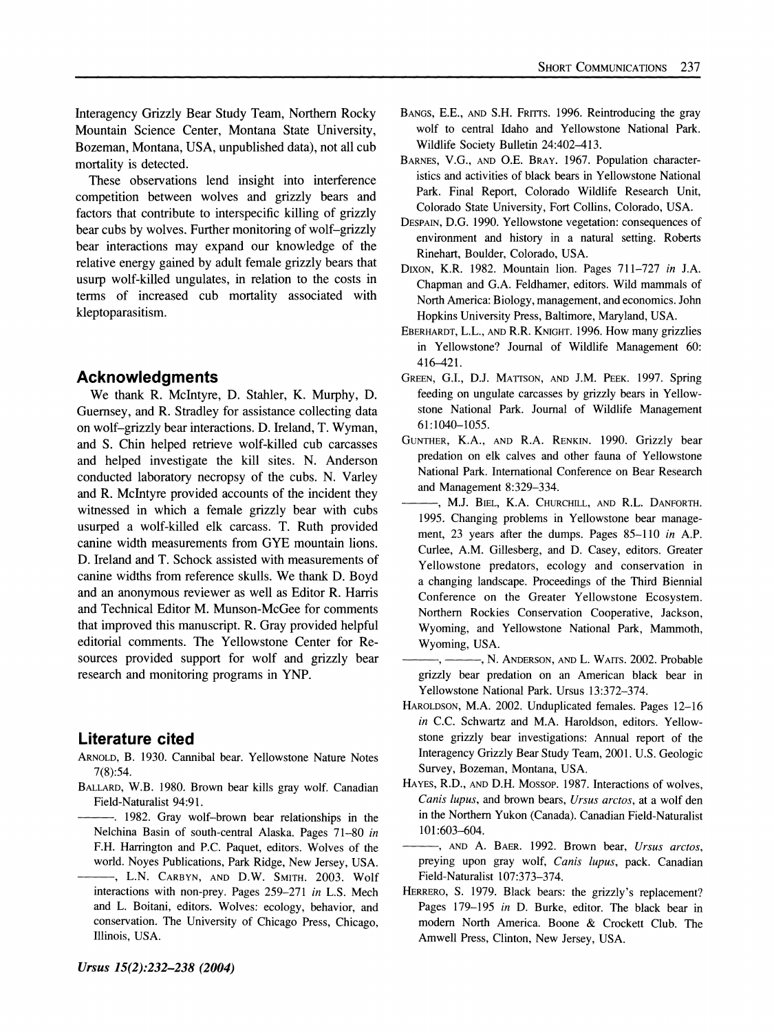Interagency Grizzly Bear Study Team, Northern Rocky Mountain Science Center, Montana State University, Bozeman, Montana, USA, unpublished data), not all cub mortality is detected.

These observations lend insight into interference competition between wolves and grizzly bears and factors that contribute to interspecific killing of grizzly bear cubs by wolves. Further monitoring of wolf–grizzly bear interactions may expand our knowledge of the relative energy gained by adult female grizzly bears that usurp wolf-killed ungulates, in relation to the costs in terms of increased cub mortality associated with kleptoparasitism.

## Acknowledgments

We thank R. McIntyre, D. Stahler, K. Murphy, D. Guernsey, and R. Stradley for assistance collecting data on wolf–grizzly bear interactions. D. Ireland, T. Wyman, and S. Chin helped retrieve wolf-killed cub carcasses and helped investigate the kill sites. N. Anderson conducted laboratory necropsy of the cubs. N. Varley and R. McIntyre provided accounts of the incident they witnessed in which a female grizzly bear with cubs usurped a wolf-killed elk carcass. T. Ruth provided canine width measurements from GYE mountain lions. D. Ireland and T. Schock assisted with measurements of canine widths from reference skulls. We thank D. Boyd and an anonymous reviewer as well as Editor R. Harris and Technical Editor M. Munson-McGee for comments that improved this manuscript. R. Gray provided helpful editorial comments. The Yellowstone Center for Resources provided support for wolf and grizzly bear research and monitoring programs in YNP.

## Literature cited

Arnold, B. 1930. Cannibal bear. Yellowstone Nature Notes 7(8):54.

Ballard, W.B. 1980. Brown bear kills gray wolf. Canadian Field-Naturalist 94:91.

———. 1982. Gray wolf–brown bear relationships in the Nelchina Basin of south-central Alaska. Pages 71–80 *in* F.H. Harrington and P.C. Paquet, editors. Wolves of the world. Noyes Publications, Park Ridge, New Jersey, USA.

———, L.N. Carbyn, and D.W. Smith. 2003. Wolf interactions with non-prey. Pages 259–271 *in* L.S. Mech and L. Boitani, editors. Wolves: ecology, behavior, and conservation. The University of Chicago Press, Chicago, Illinois, USA.

Bangs, E.E., and S.H. Fritts. 1996. Reintroducing the gray wolf to central Idaho and Yellowstone National Park. Wildlife Society Bulletin 24:402–413.

Barnes, V.G., and O.E. Bray. 1967. Population characteristics and activities of black bears in Yellowstone National Park. Final Report, Colorado Wildlife Research Unit, Colorado State University, Fort Collins, Colorado, USA.

Despain, D.G. 1990. Yellowstone vegetation: consequences of environment and history in a natural setting. Roberts Rinehart, Boulder, Colorado, USA.

Dixon, K.R. 1982. Mountain lion. Pages 711–727 *in* J.A. Chapman and G.A. Feldhamer, editors. Wild mammals of North America: Biology, management, and economics. John Hopkins University Press, Baltimore, Maryland, USA.

Eberhardt, L.L., and R.R. Knight. 1996. How many grizzlies in Yellowstone? Journal of Wildlife Management 60: 416–421.

Green, G.I., D.J. Mattson, and J.M. Peek. 1997. Spring feeding on ungulate carcasses by grizzly bears in Yellowstone National Park. Journal of Wildlife Management 61:1040–1055.

Gunther, K.A., and R.A. Renkin. 1990. Grizzly bear predation on elk calves and other fauna of Yellowstone National Park. International Conference on Bear Research and Management 8:329–334.

———, M.J. Biel, K.A. Churchill, and R.L. Danforth. 1995. Changing problems in Yellowstone bear management, 23 years after the dumps. Pages 85–110 *in* A.P. Curlee, A.M. Gillesberg, and D. Casey, editors. Greater Yellowstone predators, ecology and conservation in a changing landscape. Proceedings of the Third Biennial Conference on the Greater Yellowstone Ecosystem. Northern Rockies Conservation Cooperative, Jackson, Wyoming, and Yellowstone National Park, Mammoth, Wyoming, USA.

———, ———, N. Anderson, and L. Waits. 2002. Probable grizzly bear predation on an American black bear in Yellowstone National Park. Ursus 13:372–374.

Haroldson, M.A. 2002. Unduplicated females. Pages 12–16 *in* C.C. Schwartz and M.A. Haroldson, editors. Yellowstone grizzly bear investigations: Annual report of the Interagency Grizzly Bear Study Team, 2001. U.S. Geologic Survey, Bozeman, Montana, USA.

Hayes, R.D., and D.H. Mossop. 1987. Interactions of wolves, *Canis lupus*, and brown bears, *Ursus arctos*, at a wolf den in the Northern Yukon (Canada). Canadian Field-Naturalist 101:603–604.

———, and A. Baer. 1992. Brown bear, *Ursus arctos*, preying upon gray wolf, *Canis lupus*, pack. Canadian Field-Naturalist 107:373–374.

Herrero, S. 1979. Black bears: the grizzly's replacement? Pages 179–195 *in* D. Burke, editor. The black bear in modern North America. Boone & Crockett Club. The Amwell Press, Clinton, New Jersey, USA.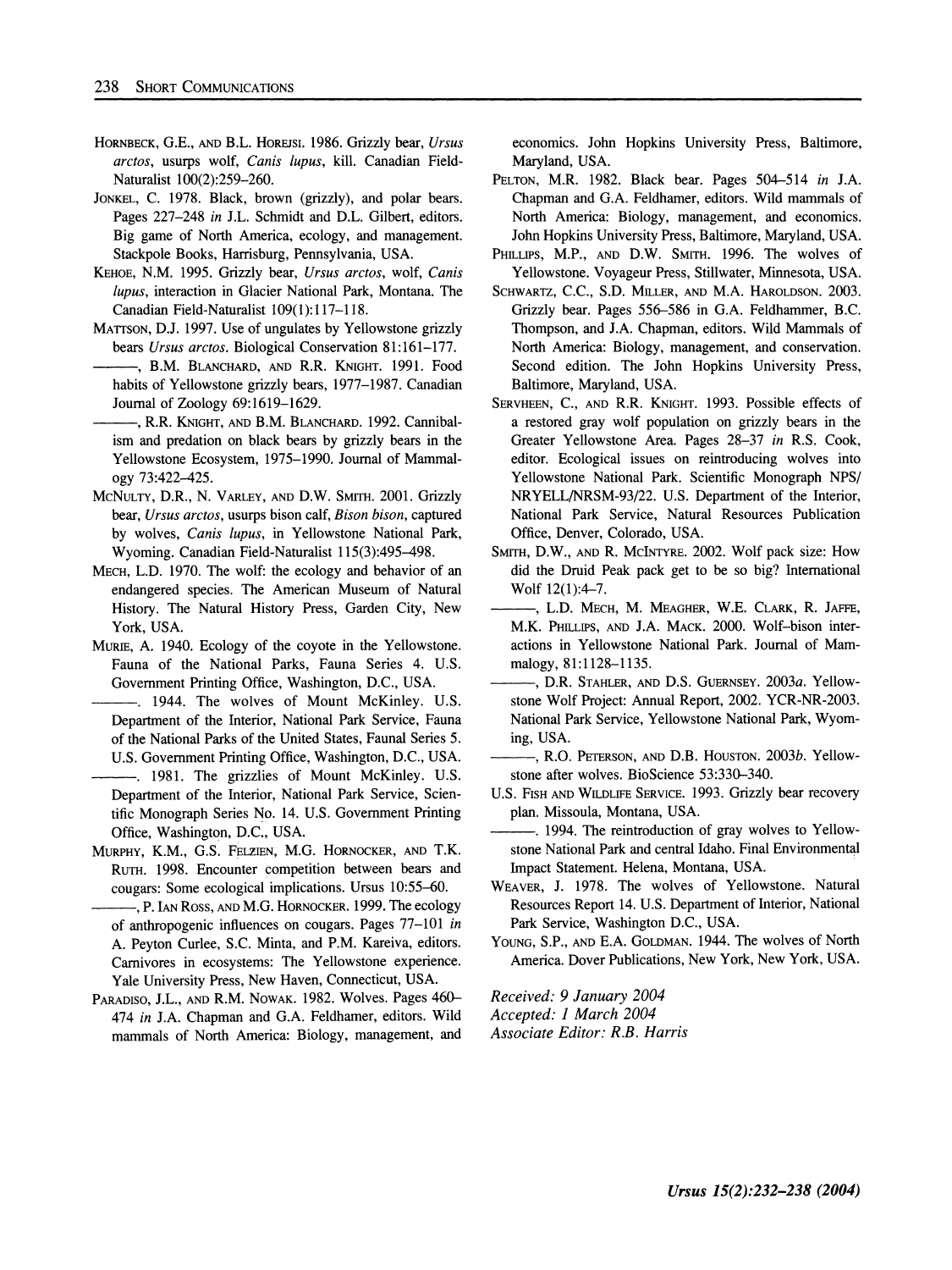HORNBECK, G.E., AND B.L. HOREJSI. 1986. Grizzly bear, *Ursus arctos*, usurps wolf, *Canis lupus*, kill. Canadian Field-Naturalist 100(2):259–260.

JONKEL, C. 1978. Black, brown (grizzly), and polar bears. Pages 227–248 *in* J.L. Schmidt and D.L. Gilbert, editors. Big game of North America, ecology, and management. Stackpole Books, Harrisburg, Pennsylvania, USA.

KEHOE, N.M. 1995. Grizzly bear, *Ursus arctos*, wolf, *Canis lupus*, interaction in Glacier National Park, Montana. The Canadian Field-Naturalist 109(1):117–118.

MATTSON, D.J. 1997. Use of ungulates by Yellowstone grizzly bears *Ursus arctos*. Biological Conservation 81:161–177.

———, B.M. BLANCHARD, AND R.R. KNIGHT. 1991. Food habits of Yellowstone grizzly bears, 1977–1987. Canadian Journal of Zoology 69:1619–1629.

———, R.R. KNIGHT, AND B.M. BLANCHARD. 1992. Cannibalism and predation on black bears by grizzly bears in the Yellowstone Ecosystem, 1975–1990. Journal of Mammalogy 73:422–425.

MCNULTY, D.R., N. VARLEY, AND D.W. SMITH. 2001. Grizzly bear, *Ursus arctos*, usurps bison calf, *Bison bison*, captured by wolves, *Canis lupus*, in Yellowstone National Park, Wyoming. Canadian Field-Naturalist 115(3):495–498.

MECH, L.D. 1970. The wolf: the ecology and behavior of an endangered species. The American Museum of Natural History. The Natural History Press, Garden City, New York, USA.

MURIE, A. 1940. Ecology of the coyote in the Yellowstone. Fauna of the National Parks, Fauna Series 4. U.S. Government Printing Office, Washington, D.C., USA.

———. 1944. The wolves of Mount McKinley. U.S. Department of the Interior, National Park Service, Fauna of the National Parks of the United States, Faunal Series 5. U.S. Government Printing Office, Washington, D.C., USA.

———. 1981. The grizzlies of Mount McKinley. U.S. Department of the Interior, National Park Service, Scientific Monograph Series No. 14. U.S. Government Printing Office, Washington, D.C., USA.

MURPHY, K.M., G.S. FELZIEN, M.G. HORNOCKER, AND T.K. RUTH. 1998. Encounter competition between bears and cougars: Some ecological implications. Ursus 10:55–60.

———, P. IAN ROSS, AND M.G. HORNOCKER. 1999. The ecology of anthropogenic influences on cougars. Pages 77–101 *in* A. Peyton Curlee, S.C. Minta, and P.M. Kareiva, editors. Carnivores in ecosystems: The Yellowstone experience. Yale University Press, New Haven, Connecticut, USA.

PARADISO, J.L., AND R.M. NOWAK. 1982. Wolves. Pages 460–474 *in* J.A. Chapman and G.A. Feldhamer, editors. Wild mammals of North America: Biology, management, and economics. John Hopkins University Press, Baltimore, Maryland, USA.

PELTON, M.R. 1982. Black bear. Pages 504–514 *in* J.A. Chapman and G.A. Feldhamer, editors. Wild mammals of North America: Biology, management, and economics. John Hopkins University Press, Baltimore, Maryland, USA.

PHILLIPS, M.P., AND D.W. SMITH. 1996. The wolves of Yellowstone. Voyageur Press, Stillwater, Minnesota, USA.

SCHWARTZ, C.C., S.D. MILLER, AND M.A. HAROLDSON. 2003. Grizzly bear. Pages 556–586 in G.A. Feldhammer, B.C. Thompson, and J.A. Chapman, editors. Wild Mammals of North America: Biology, management, and conservation. Second edition. The John Hopkins University Press, Baltimore, Maryland, USA.

SERVHEEN, C., AND R.R. KNIGHT. 1993. Possible effects of a restored gray wolf population on grizzly bears in the Greater Yellowstone Area. Pages 28–37 *in* R.S. Cook, editor. Ecological issues on reintroducing wolves into Yellowstone National Park. Scientific Monograph NPS/NRYELL/NRSM-93/22. U.S. Department of the Interior, National Park Service, Natural Resources Publication Office, Denver, Colorado, USA.

SMITH, D.W., AND R. MCINTYRE. 2002. Wolf pack size: How did the Druid Peak pack get to be so big? International Wolf 12(1):4–7.

———, L.D. MECH, M. MEAGHER, W.E. CLARK, R. JAFFE, M.K. PHILLIPS, AND J.A. MACK. 2000. Wolf–bison interactions in Yellowstone National Park. Journal of Mammalogy, 81:1128–1135.

———, D.R. STAHLER, AND D.S. GUERNSEY. 2003*a*. Yellowstone Wolf Project: Annual Report, 2002. YCR-NR-2003. National Park Service, Yellowstone National Park, Wyoming, USA.

———, R.O. PETERSON, AND D.B. HOUSTON. 2003*b*. Yellowstone after wolves. BioScience 53:330–340.

U.S. FISH AND WILDLIFE SERVICE. 1993. Grizzly bear recovery plan. Missoula, Montana, USA.

———. 1994. The reintroduction of gray wolves to Yellowstone National Park and central Idaho. Final Environmental Impact Statement. Helena, Montana, USA.

WEAVER, J. 1978. The wolves of Yellowstone. Natural Resources Report 14. U.S. Department of Interior, National Park Service, Washington D.C., USA.

YOUNG, S.P., AND E.A. GOLDMAN. 1944. The wolves of North America. Dover Publications, New York, New York, USA.

*Received: 9 January 2004*
*Accepted: 1 March 2004*
*Associate Editor: R.B. Harris*